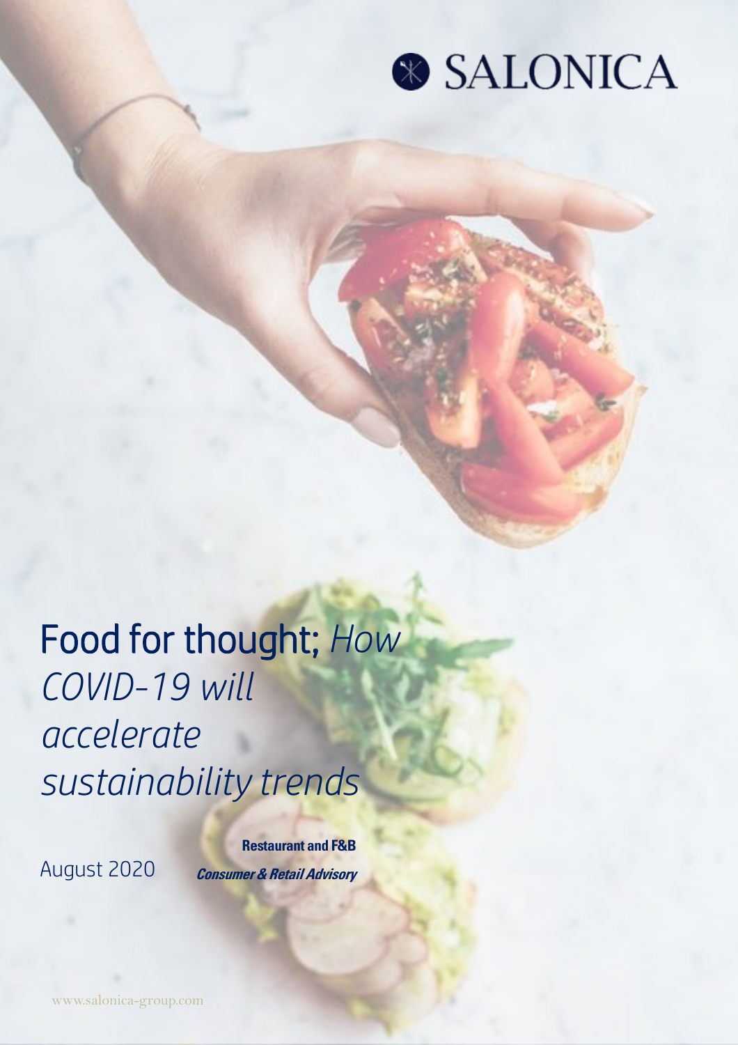SALONICA

# Food for thought; *How COVID-19 will accelerate sustainability trends*

August 2020

**Restaurant and F&B**

***Consumer & Retail Advisory***

www.salonica-group.com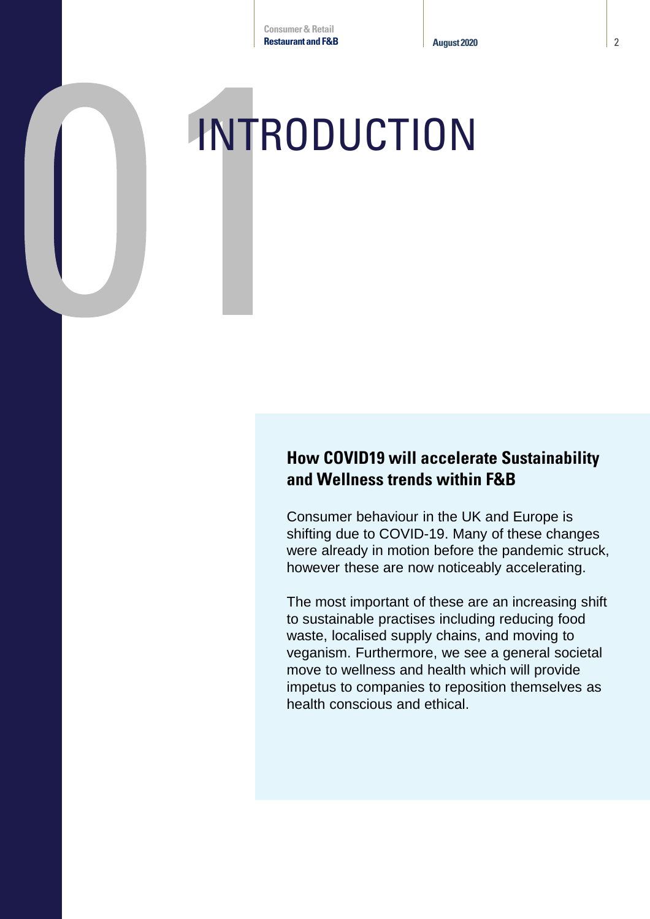# 01 INTRODUCTION

## How COVID19 will accelerate Sustainability and Wellness trends within F&B

Consumer behaviour in the UK and Europe is shifting due to COVID-19. Many of these changes were already in motion before the pandemic struck, however these are now noticeably accelerating.

The most important of these are an increasing shift to sustainable practises including reducing food waste, localised supply chains, and moving to veganism. Furthermore, we see a general societal move to wellness and health which will provide impetus to companies to reposition themselves as health conscious and ethical.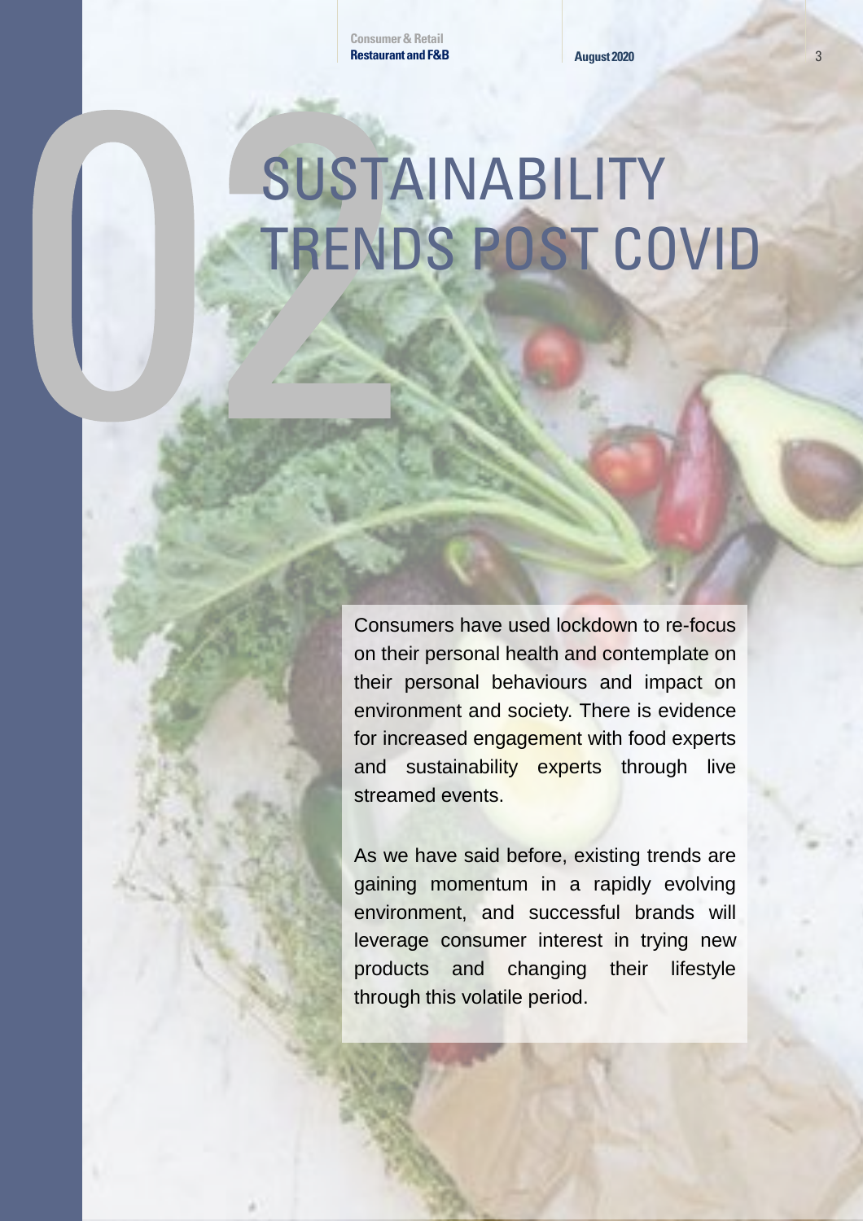# 02 SUSTAINABILITY TRENDS POST COVID

Consumers have used lockdown to re-focus on their personal health and contemplate on their personal behaviours and impact on environment and society. There is evidence for increased engagement with food experts and sustainability experts through live streamed events.

As we have said before, existing trends are gaining momentum in a rapidly evolving environment, and successful brands will leverage consumer interest in trying new products and changing their lifestyle through this volatile period.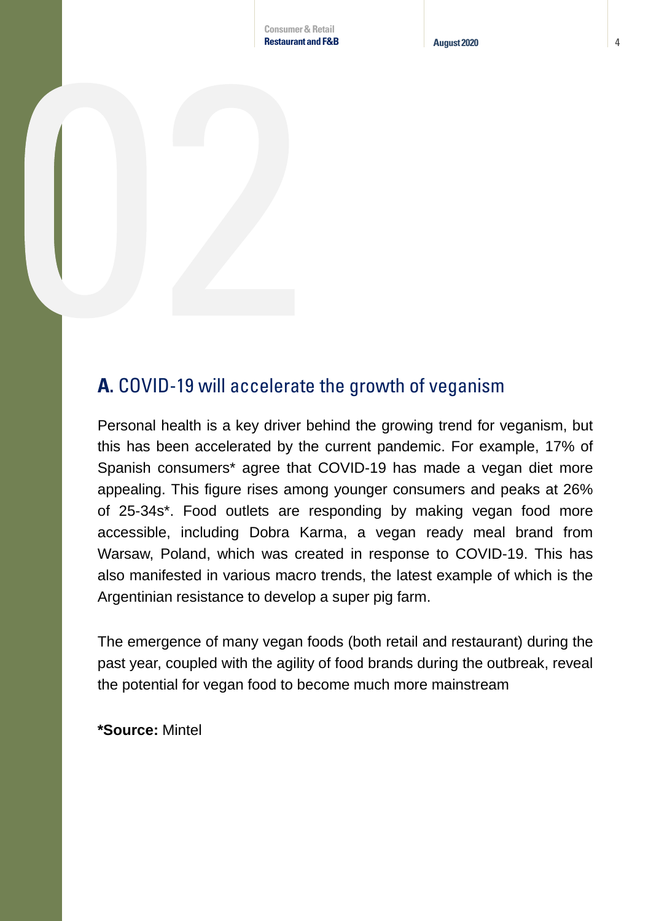# 02

## **A.** COVID-19 will accelerate the growth of veganism

Personal health is a key driver behind the growing trend for veganism, but this has been accelerated by the current pandemic. For example, 17% of Spanish consumers* agree that COVID-19 has made a vegan diet more appealing. This figure rises among younger consumers and peaks at 26% of 25-34s*. Food outlets are responding by making vegan food more accessible, including Dobra Karma, a vegan ready meal brand from Warsaw, Poland, which was created in response to COVID-19. This has also manifested in various macro trends, the latest example of which is the Argentinian resistance to develop a super pig farm.

The emergence of many vegan foods (both retail and restaurant) during the past year, coupled with the agility of food brands during the outbreak, reveal the potential for vegan food to become much more mainstream

**\*Source:** Mintel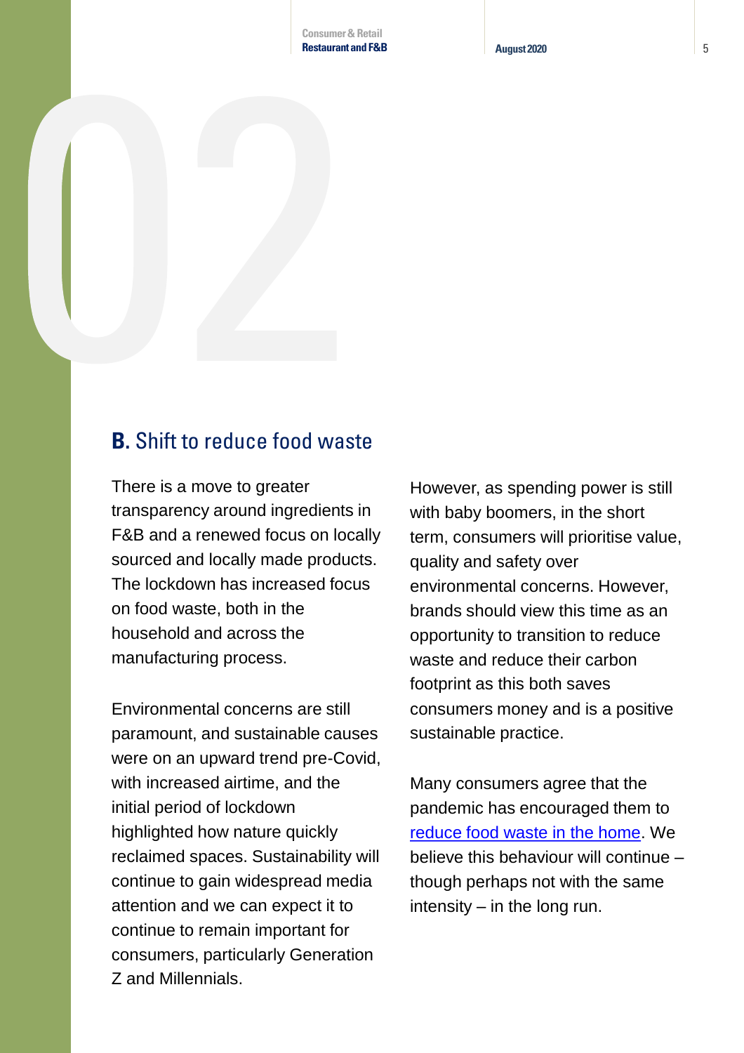## **B.** Shift to reduce food waste

There is a move to greater transparency around ingredients in F&B and a renewed focus on locally sourced and locally made products. The lockdown has increased focus on food waste, both in the household and across the manufacturing process.

Environmental concerns are still paramount, and sustainable causes were on an upward trend pre-Covid, with increased airtime, and the initial period of lockdown highlighted how nature quickly reclaimed spaces. Sustainability will continue to gain widespread media attention and we can expect it to continue to remain important for consumers, particularly Generation Z and Millennials.

However, as spending power is still with baby boomers, in the short term, consumers will prioritise value, quality and safety over environmental concerns. However, brands should view this time as an opportunity to transition to reduce waste and reduce their carbon footprint as this both saves consumers money and is a positive sustainable practice.

Many consumers agree that the pandemic has encouraged them to reduce food waste in the home. We believe this behaviour will continue – though perhaps not with the same intensity – in the long run.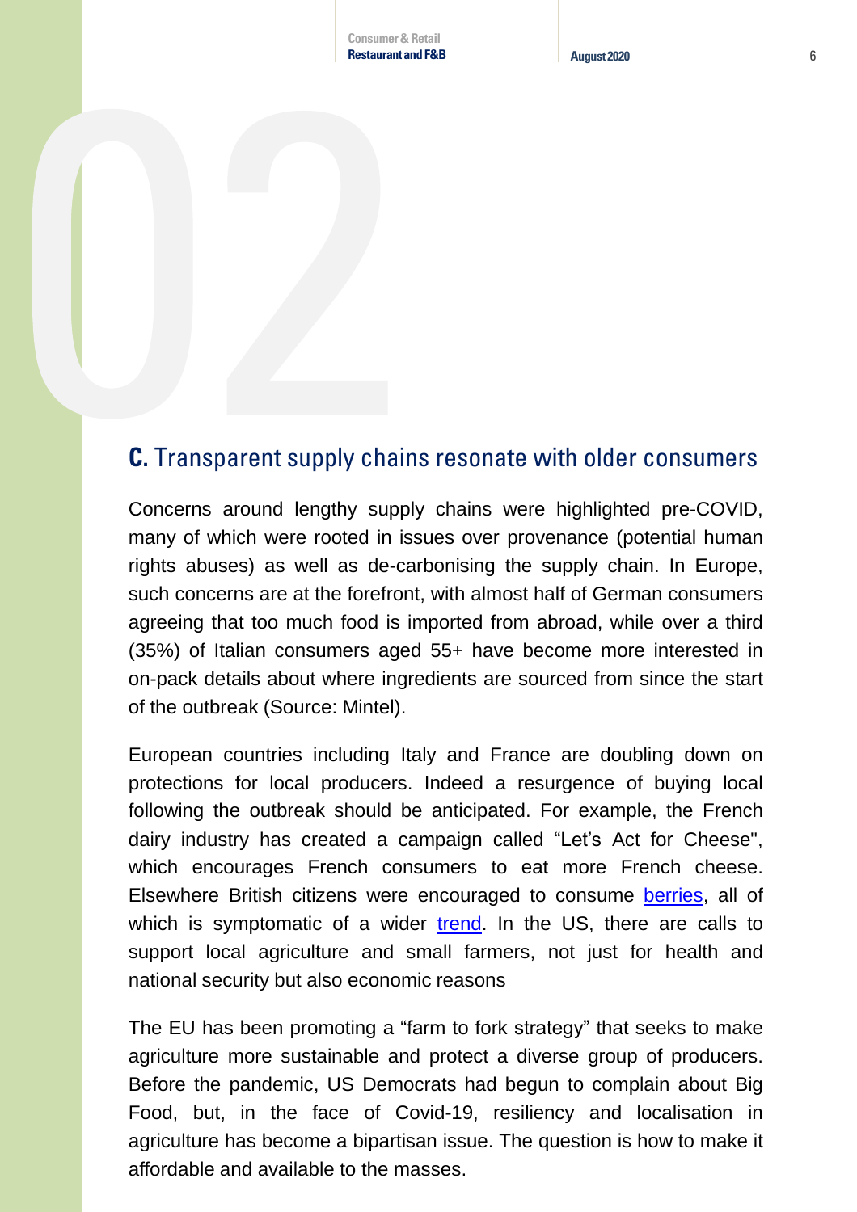## C. Transparent supply chains resonate with older consumers

Concerns around lengthy supply chains were highlighted pre-COVID, many of which were rooted in issues over provenance (potential human rights abuses) as well as de-carbonising the supply chain. In Europe, such concerns are at the forefront, with almost half of German consumers agreeing that too much food is imported from abroad, while over a third (35%) of Italian consumers aged 55+ have become more interested in on-pack details about where ingredients are sourced from since the start of the outbreak (Source: Mintel).

European countries including Italy and France are doubling down on protections for local producers. Indeed a resurgence of buying local following the outbreak should be anticipated. For example, the French dairy industry has created a campaign called “Let’s Act for Cheese", which encourages French consumers to eat more French cheese. Elsewhere British citizens were encouraged to consume berries, all of which is symptomatic of a wider trend. In the US, there are calls to support local agriculture and small farmers, not just for health and national security but also economic reasons

The EU has been promoting a “farm to fork strategy” that seeks to make agriculture more sustainable and protect a diverse group of producers. Before the pandemic, US Democrats had begun to complain about Big Food, but, in the face of Covid-19, resiliency and localisation in agriculture has become a bipartisan issue. The question is how to make it affordable and available to the masses.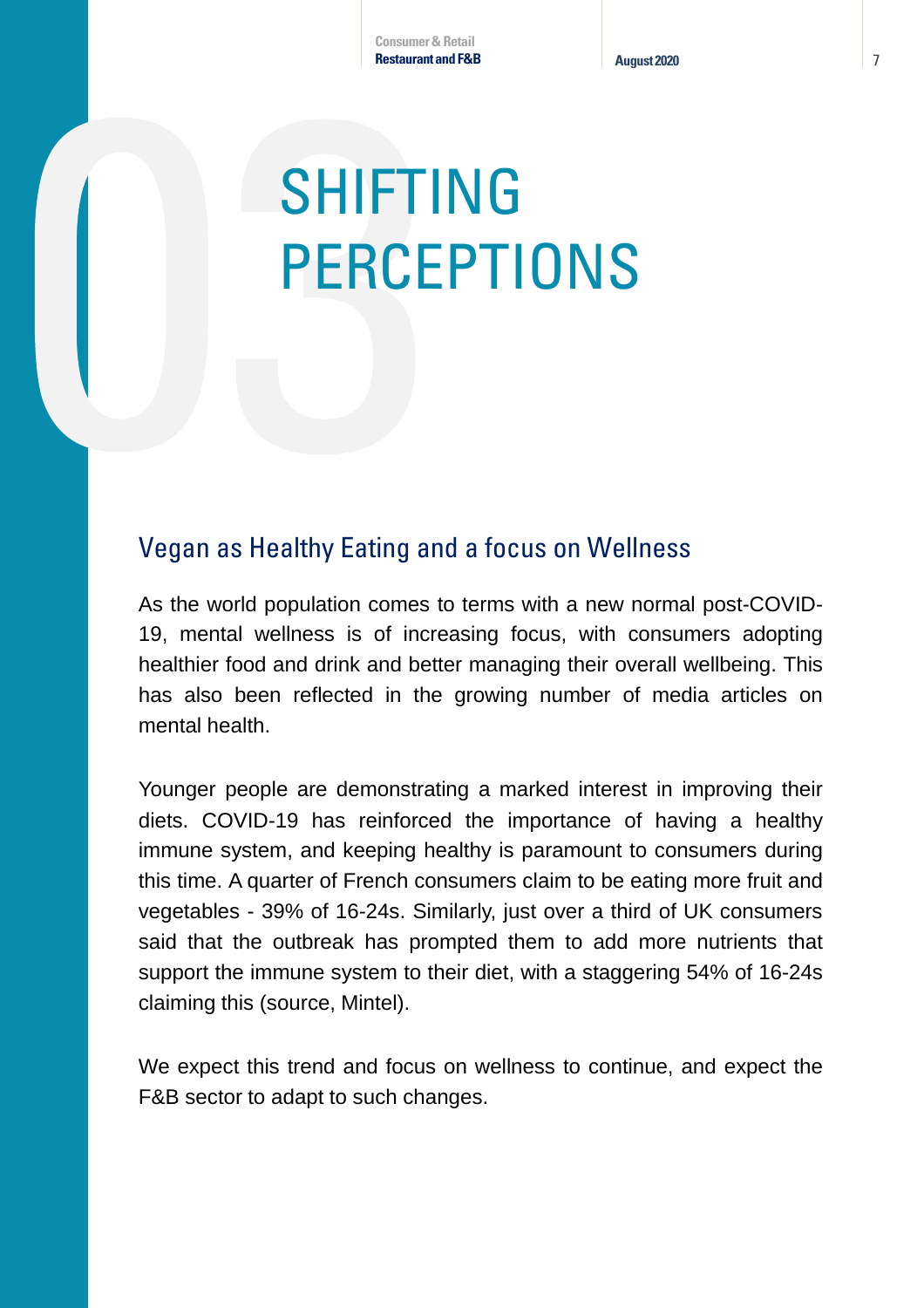# 03 SHIFTING PERCEPTIONS

## Vegan as Healthy Eating and a focus on Wellness

As the world population comes to terms with a new normal post-COVID-19, mental wellness is of increasing focus, with consumers adopting healthier food and drink and better managing their overall wellbeing. This has also been reflected in the growing number of media articles on mental health.

Younger people are demonstrating a marked interest in improving their diets. COVID-19 has reinforced the importance of having a healthy immune system, and keeping healthy is paramount to consumers during this time. A quarter of French consumers claim to be eating more fruit and vegetables - 39% of 16-24s. Similarly, just over a third of UK consumers said that the outbreak has prompted them to add more nutrients that support the immune system to their diet, with a staggering 54% of 16-24s claiming this (source, Mintel).

We expect this trend and focus on wellness to continue, and expect the F&B sector to adapt to such changes.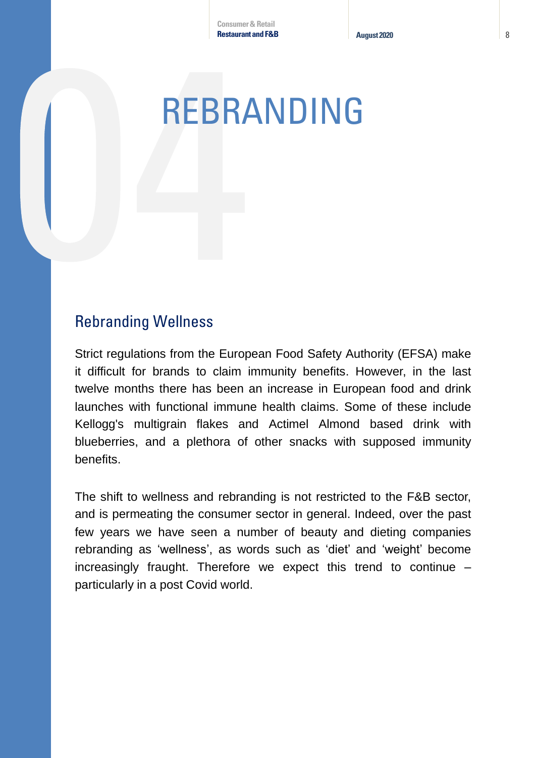# 04 REBRANDING

## Rebranding Wellness

Strict regulations from the European Food Safety Authority (EFSA) make it difficult for brands to claim immunity benefits. However, in the last twelve months there has been an increase in European food and drink launches with functional immune health claims. Some of these include Kellogg's multigrain flakes and Actimel Almond based drink with blueberries, and a plethora of other snacks with supposed immunity benefits.

The shift to wellness and rebranding is not restricted to the F&B sector, and is permeating the consumer sector in general. Indeed, over the past few years we have seen a number of beauty and dieting companies rebranding as 'wellness', as words such as 'diet' and 'weight' become increasingly fraught. Therefore we expect this trend to continue – particularly in a post Covid world.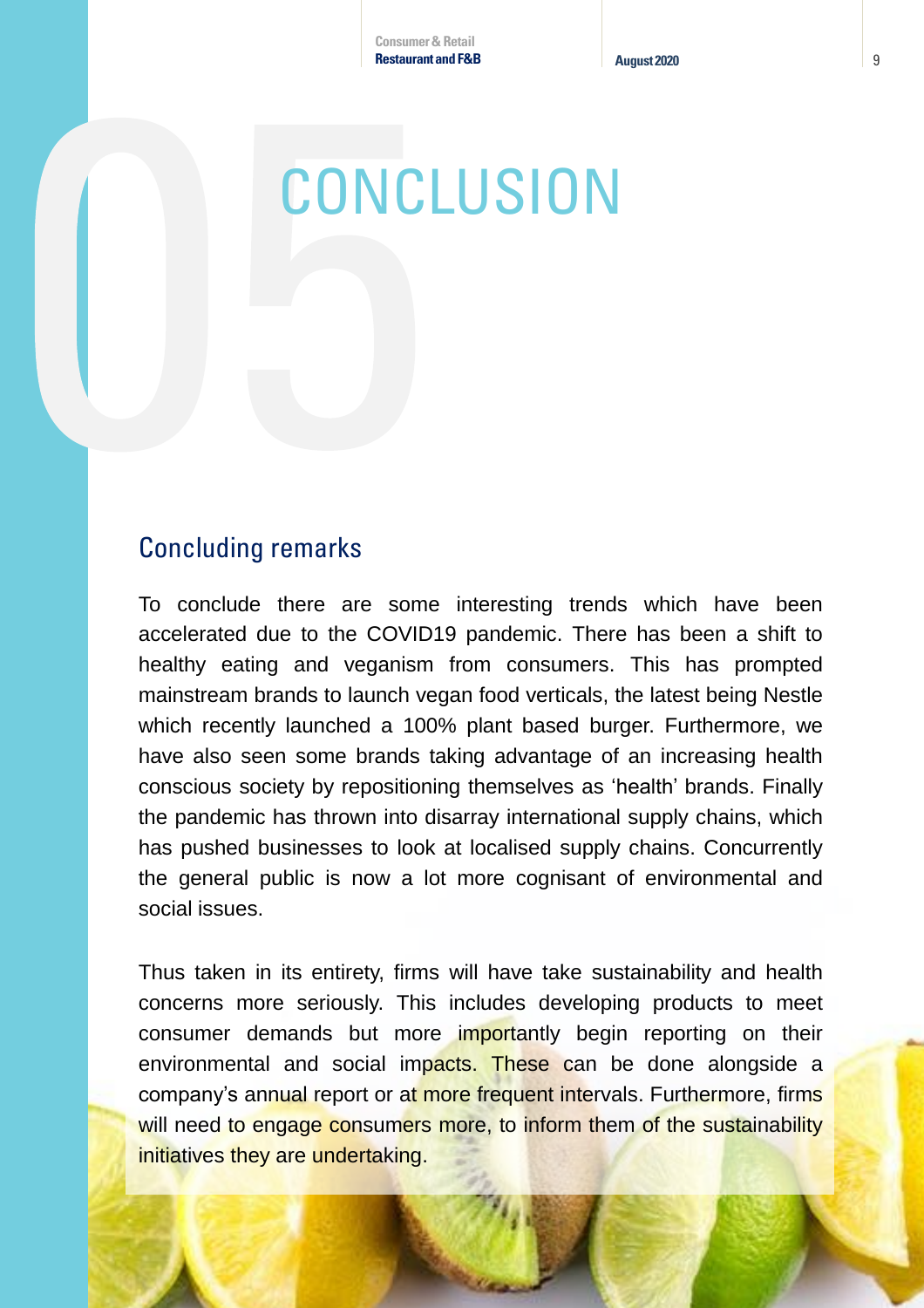# 05 CONCLUSION

## Concluding remarks

To conclude there are some interesting trends which have been accelerated due to the COVID19 pandemic. There has been a shift to healthy eating and veganism from consumers. This has prompted mainstream brands to launch vegan food verticals, the latest being Nestle which recently launched a 100% plant based burger. Furthermore, we have also seen some brands taking advantage of an increasing health conscious society by repositioning themselves as 'health' brands. Finally the pandemic has thrown into disarray international supply chains, which has pushed businesses to look at localised supply chains. Concurrently the general public is now a lot more cognisant of environmental and social issues.

Thus taken in its entirety, firms will have take sustainability and health concerns more seriously. This includes developing products to meet consumer demands but more importantly begin reporting on their environmental and social impacts. These can be done alongside a company's annual report or at more frequent intervals. Furthermore, firms will need to engage consumers more, to inform them of the sustainability initiatives they are undertaking.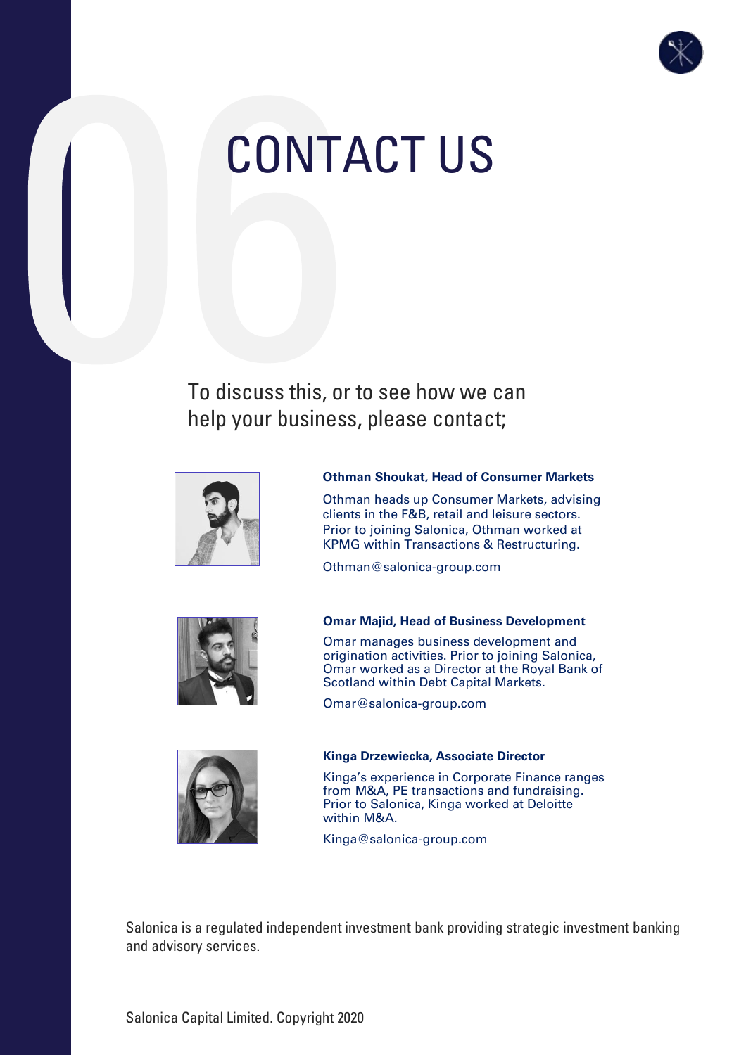# 06 CONTACT US

To discuss this, or to see how we can help your business, please contact;

**Othman Shoukat, Head of Consumer Markets**

Othman heads up Consumer Markets, advising clients in the F&B, retail and leisure sectors. Prior to joining Salonica, Othman worked at KPMG within Transactions & Restructuring.

Othman@salonica-group.com

**Omar Majid, Head of Business Development**

Omar manages business development and origination activities. Prior to joining Salonica, Omar worked as a Director at the Royal Bank of Scotland within Debt Capital Markets.

Omar@salonica-group.com

**Kinga Drzewiecka, Associate Director**

Kinga's experience in Corporate Finance ranges from M&A, PE transactions and fundraising. Prior to Salonica, Kinga worked at Deloitte within M&A.

Kinga@salonica-group.com

Salonica is a regulated independent investment bank providing strategic investment banking and advisory services.

Salonica Capital Limited. Copyright 2020